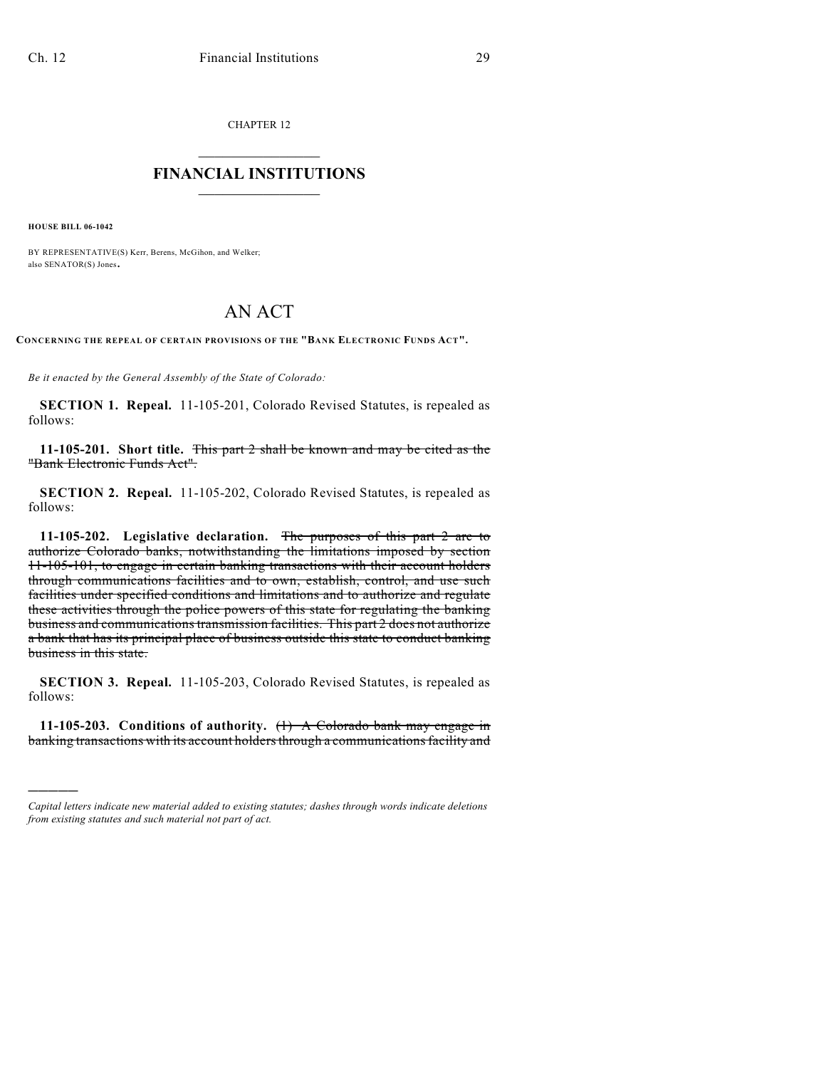CHAPTER 12

# FINANCIAL INSTITUTIONS

**HOUSE BILL 06-1042**

BY REPRESENTATIVE(S) Kerr, Berens, McGihon, and Welker;
also SENATOR(S) Jones.

# AN ACT

**CONCERNING THE REPEAL OF CERTAIN PROVISIONS OF THE "BANK ELECTRONIC FUNDS ACT".**

*Be it enacted by the General Assembly of the State of Colorado:*

**SECTION 1. Repeal.** 11-105-201, Colorado Revised Statutes, is repealed as follows:

**11-105-201. Short title.** ~~This part 2 shall be known and may be cited as the "Bank Electronic Funds Act".~~

**SECTION 2. Repeal.** 11-105-202, Colorado Revised Statutes, is repealed as follows:

**11-105-202. Legislative declaration.** ~~The purposes of this part 2 are to authorize Colorado banks, notwithstanding the limitations imposed by section 11-105-101, to engage in certain banking transactions with their account holders through communications facilities and to own, establish, control, and use such facilities under specified conditions and limitations and to authorize and regulate these activities through the police powers of this state for regulating the banking business and communications transmission facilities. This part 2 does not authorize a bank that has its principal place of business outside this state to conduct banking business in this state.~~

**SECTION 3. Repeal.** 11-105-203, Colorado Revised Statutes, is repealed as follows:

**11-105-203. Conditions of authority.** ~~(1) A Colorado bank may engage in banking transactions with its account holders through a communications facility and~~

---

*Capital letters indicate new material added to existing statutes; dashes through words indicate deletions from existing statutes and such material not part of act.*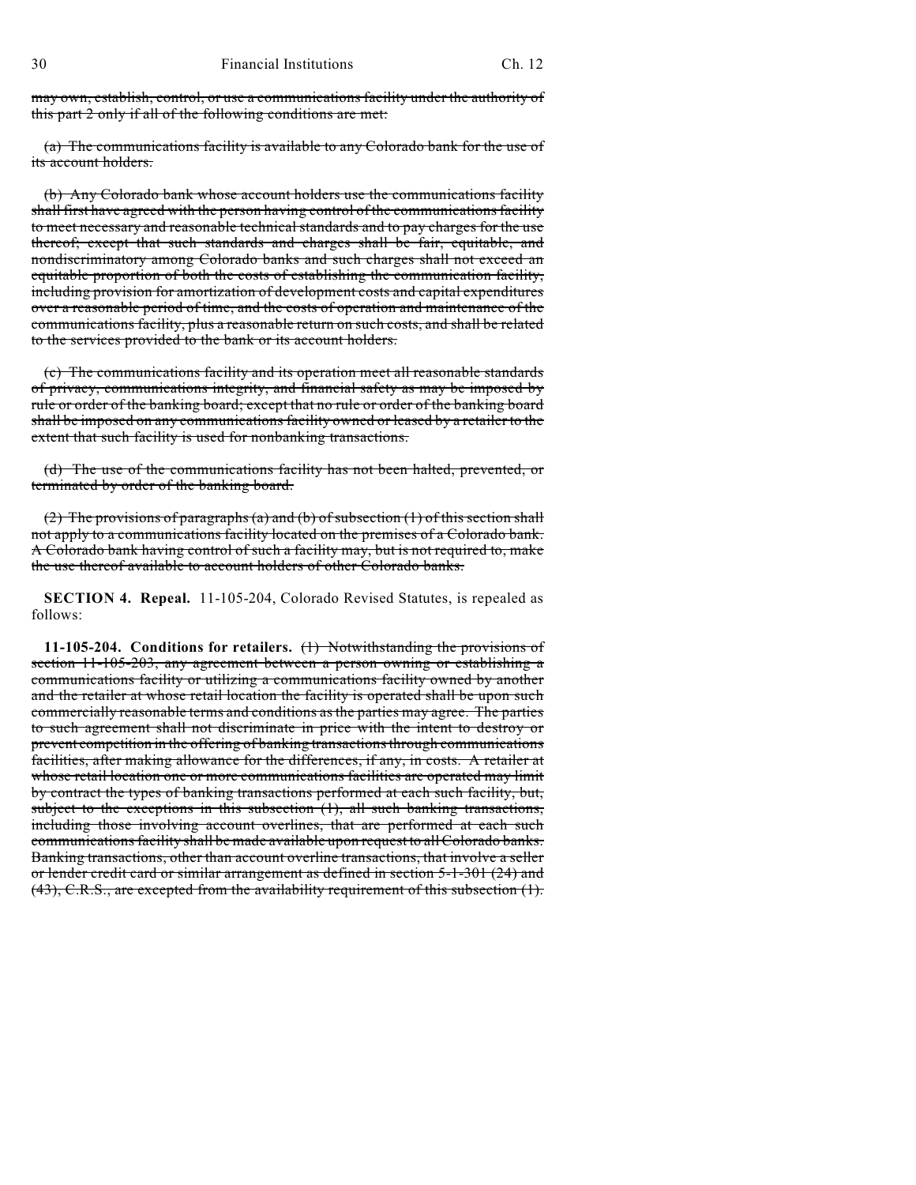~~may own, establish, control, or use a communications facility under the authority of this part 2 only if all of the following conditions are met:~~

~~(a) The communications facility is available to any Colorado bank for the use of its account holders.~~

~~(b) Any Colorado bank whose account holders use the communications facility shall first have agreed with the person having control of the communications facility to meet necessary and reasonable technical standards and to pay charges for the use thereof; except that such standards and charges shall be fair, equitable, and nondiscriminatory among Colorado banks and such charges shall not exceed an equitable proportion of both the costs of establishing the communication facility, including provision for amortization of development costs and capital expenditures over a reasonable period of time, and the costs of operation and maintenance of the communications facility, plus a reasonable return on such costs, and shall be related to the services provided to the bank or its account holders.~~

~~(c) The communications facility and its operation meet all reasonable standards of privacy, communications integrity, and financial safety as may be imposed by rule or order of the banking board; except that no rule or order of the banking board shall be imposed on any communications facility owned or leased by a retailer to the extent that such facility is used for nonbanking transactions.~~

~~(d) The use of the communications facility has not been halted, prevented, or terminated by order of the banking board.~~

~~(2) The provisions of paragraphs (a) and (b) of subsection (1) of this section shall not apply to a communications facility located on the premises of a Colorado bank. A Colorado bank having control of such a facility may, but is not required to, make the use thereof available to account holders of other Colorado banks.~~

**SECTION 4. Repeal.** 11-105-204, Colorado Revised Statutes, is repealed as follows:

**11-105-204. Conditions for retailers.** ~~(1) Notwithstanding the provisions of section 11-105-203, any agreement between a person owning or establishing a communications facility or utilizing a communications facility owned by another and the retailer at whose retail location the facility is operated shall be upon such commercially reasonable terms and conditions as the parties may agree. The parties to such agreement shall not discriminate in price with the intent to destroy or prevent competition in the offering of banking transactions through communications facilities, after making allowance for the differences, if any, in costs. A retailer at whose retail location one or more communications facilities are operated may limit by contract the types of banking transactions performed at each such facility, but, subject to the exceptions in this subsection (1), all such banking transactions, including those involving account overlines, that are performed at each such communications facility shall be made available upon request to all Colorado banks. Banking transactions, other than account overline transactions, that involve a seller or lender credit card or similar arrangement as defined in section 5-1-301 (24) and (43), C.R.S., are excepted from the availability requirement of this subsection (1).~~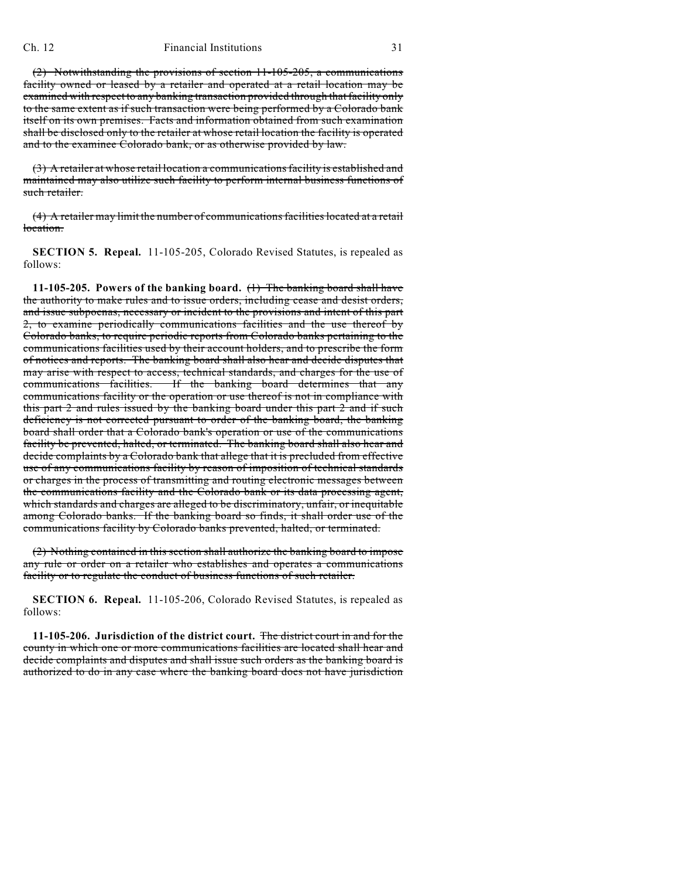~~(2) Notwithstanding the provisions of section 11-105-205, a communications facility owned or leased by a retailer and operated at a retail location may be examined with respect to any banking transaction provided through that facility only to the same extent as if such transaction were being performed by a Colorado bank itself on its own premises. Facts and information obtained from such examination shall be disclosed only to the retailer at whose retail location the facility is operated and to the examinee Colorado bank, or as otherwise provided by law.~~

~~(3) A retailer at whose retail location a communications facility is established and maintained may also utilize such facility to perform internal business functions of such retailer.~~

~~(4) A retailer may limit the number of communications facilities located at a retail location.~~

**SECTION 5. Repeal.** 11-105-205, Colorado Revised Statutes, is repealed as follows:

**11-105-205. Powers of the banking board.** ~~(1) The banking board shall have the authority to make rules and to issue orders, including cease and desist orders, and issue subpoenas, necessary or incident to the provisions and intent of this part 2, to examine periodically communications facilities and the use thereof by Colorado banks, to require periodic reports from Colorado banks pertaining to the communications facilities used by their account holders, and to prescribe the form of notices and reports. The banking board shall also hear and decide disputes that may arise with respect to access, technical standards, and charges for the use of communications facilities. If the banking board determines that any communications facility or the operation or use thereof is not in compliance with this part 2 and rules issued by the banking board under this part 2 and if such deficiency is not corrected pursuant to order of the banking board, the banking board shall order that a Colorado bank's operation or use of the communications facility be prevented, halted, or terminated. The banking board shall also hear and decide complaints by a Colorado bank that allege that it is precluded from effective use of any communications facility by reason of imposition of technical standards or charges in the process of transmitting and routing electronic messages between the communications facility and the Colorado bank or its data processing agent, which standards and charges are alleged to be discriminatory, unfair, or inequitable among Colorado banks. If the banking board so finds, it shall order use of the communications facility by Colorado banks prevented, halted, or terminated.~~

~~(2) Nothing contained in this section shall authorize the banking board to impose any rule or order on a retailer who establishes and operates a communications facility or to regulate the conduct of business functions of such retailer.~~

**SECTION 6. Repeal.** 11-105-206, Colorado Revised Statutes, is repealed as follows:

**11-105-206. Jurisdiction of the district court.** ~~The district court in and for the county in which one or more communications facilities are located shall hear and decide complaints and disputes and shall issue such orders as the banking board is authorized to do in any case where the banking board does not have jurisdiction~~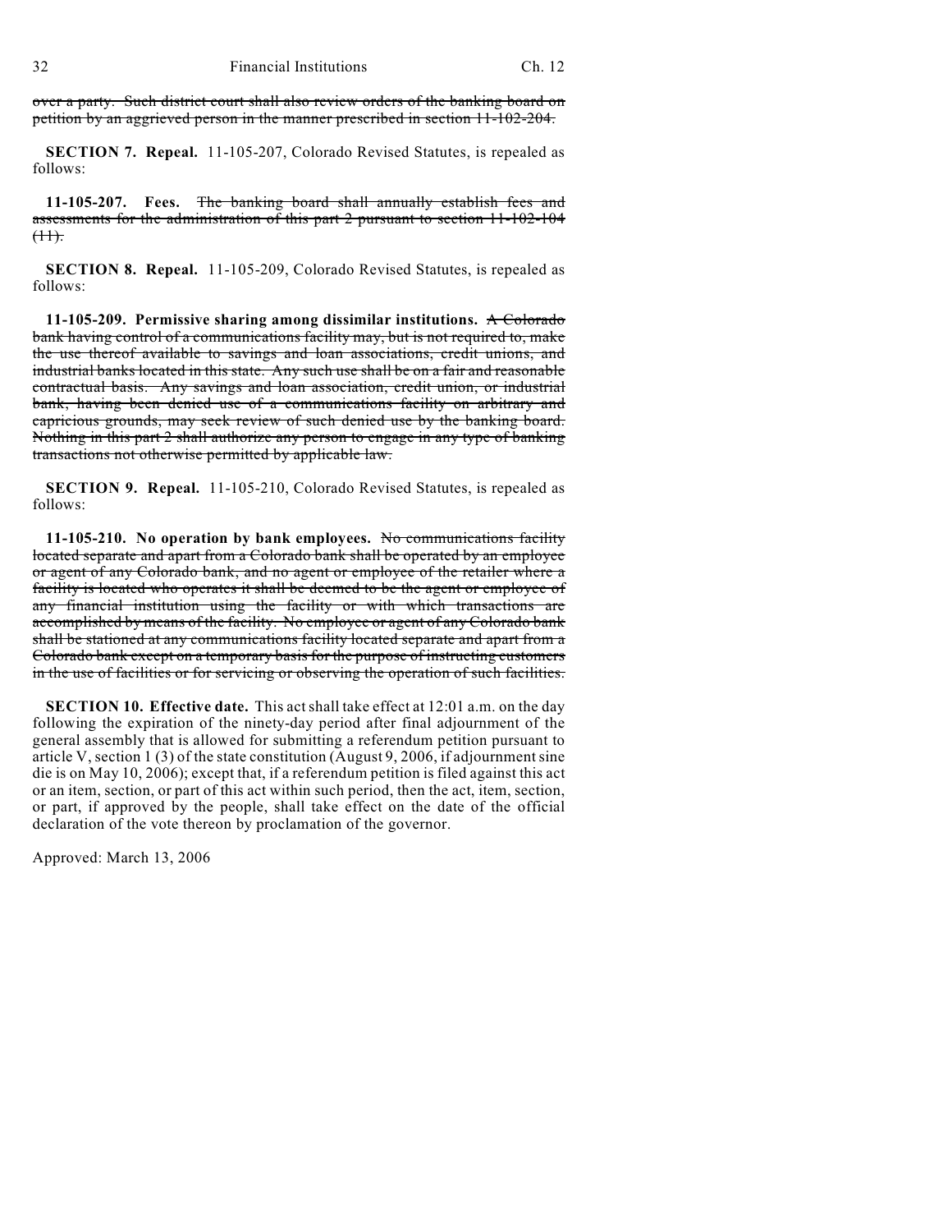~~over a party. Such district court shall also review orders of the banking board on petition by an aggrieved person in the manner prescribed in section 11-102-204.~~

**SECTION 7. Repeal.** 11-105-207, Colorado Revised Statutes, is repealed as follows:

**11-105-207. Fees.** ~~The banking board shall annually establish fees and assessments for the administration of this part 2 pursuant to section 11-102-104 (11).~~

**SECTION 8. Repeal.** 11-105-209, Colorado Revised Statutes, is repealed as follows:

**11-105-209. Permissive sharing among dissimilar institutions.** ~~A Colorado bank having control of a communications facility may, but is not required to, make the use thereof available to savings and loan associations, credit unions, and industrial banks located in this state. Any such use shall be on a fair and reasonable contractual basis. Any savings and loan association, credit union, or industrial bank, having been denied use of a communications facility on arbitrary and capricious grounds, may seek review of such denied use by the banking board. Nothing in this part 2 shall authorize any person to engage in any type of banking transactions not otherwise permitted by applicable law.~~

**SECTION 9. Repeal.** 11-105-210, Colorado Revised Statutes, is repealed as follows:

**11-105-210. No operation by bank employees.** ~~No communications facility located separate and apart from a Colorado bank shall be operated by an employee or agent of any Colorado bank, and no agent or employee of the retailer where a facility is located who operates it shall be deemed to be the agent or employee of any financial institution using the facility or with which transactions are accomplished by means of the facility. No employee or agent of any Colorado bank shall be stationed at any communications facility located separate and apart from a Colorado bank except on a temporary basis for the purpose of instructing customers in the use of facilities or for servicing or observing the operation of such facilities.~~

**SECTION 10. Effective date.** This act shall take effect at 12:01 a.m. on the day following the expiration of the ninety-day period after final adjournment of the general assembly that is allowed for submitting a referendum petition pursuant to article V, section 1 (3) of the state constitution (August 9, 2006, if adjournment sine die is on May 10, 2006); except that, if a referendum petition is filed against this act or an item, section, or part of this act within such period, then the act, item, section, or part, if approved by the people, shall take effect on the date of the official declaration of the vote thereon by proclamation of the governor.

Approved: March 13, 2006